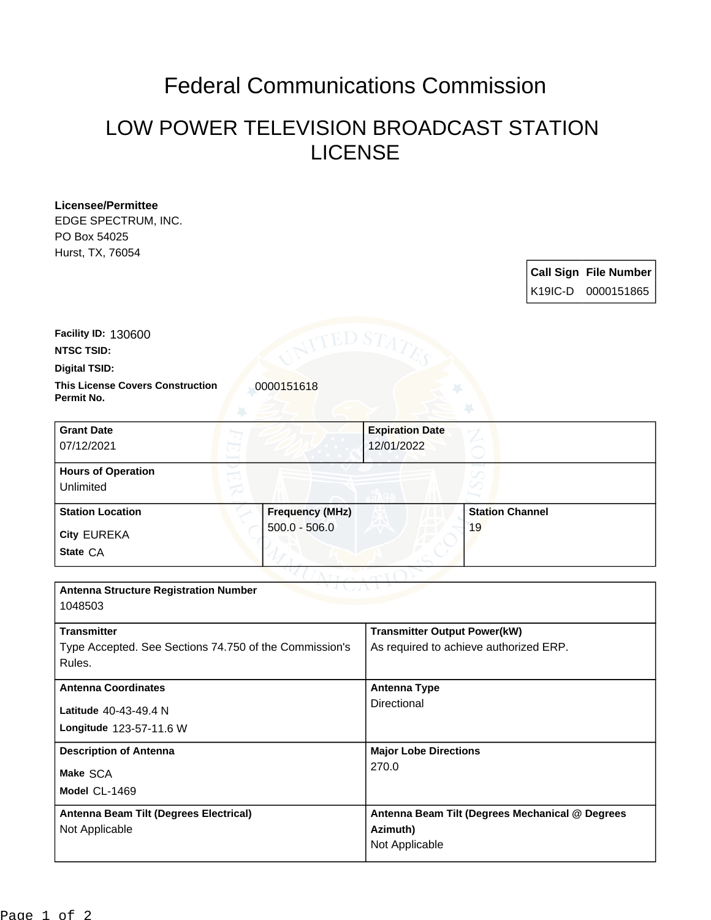# Federal Communications Commission

## LOW POWER TELEVISION BROADCAST STATION LICENSE

**Licensee/Permittee**
EDGE SPECTRUM, INC.
PO Box 54025
Hurst, TX, 76054

| Call Sign | File Number |
|---|---|
| K19IC-D | 0000151865 |

**Facility ID:** 130600

**NTSC TSID:**

**Digital TSID:**

**This License Covers Construction Permit No.** 0000151618

| Grant Date | Expiration Date |
|---|---|
| 07/12/2021 | 12/01/2022 |

| Hours of Operation |
|---|
| Unlimited |

| Station Location | Frequency (MHz) | Station Channel |
|---|---|---|
| City EUREKA<br>State CA | 500.0 - 506.0 | 19 |

| Antenna Structure Registration Number | |
|---|---|
| 1048503 | |
| **Transmitter** | **Transmitter Output Power(kW)** |
| Type Accepted. See Sections 74.750 of the Commission's Rules. | As required to achieve authorized ERP. |
| **Antenna Coordinates** | **Antenna Type** |
| Latitude 40-43-49.4 N<br>Longitude 123-57-11.6 W | Directional |
| **Description of Antenna** | **Major Lobe Directions** |
| Make SCA<br>Model CL-1469 | 270.0 |
| **Antenna Beam Tilt (Degrees Electrical)** | **Antenna Beam Tilt (Degrees Mechanical @ Degrees Azimuth)** |
| Not Applicable | Not Applicable |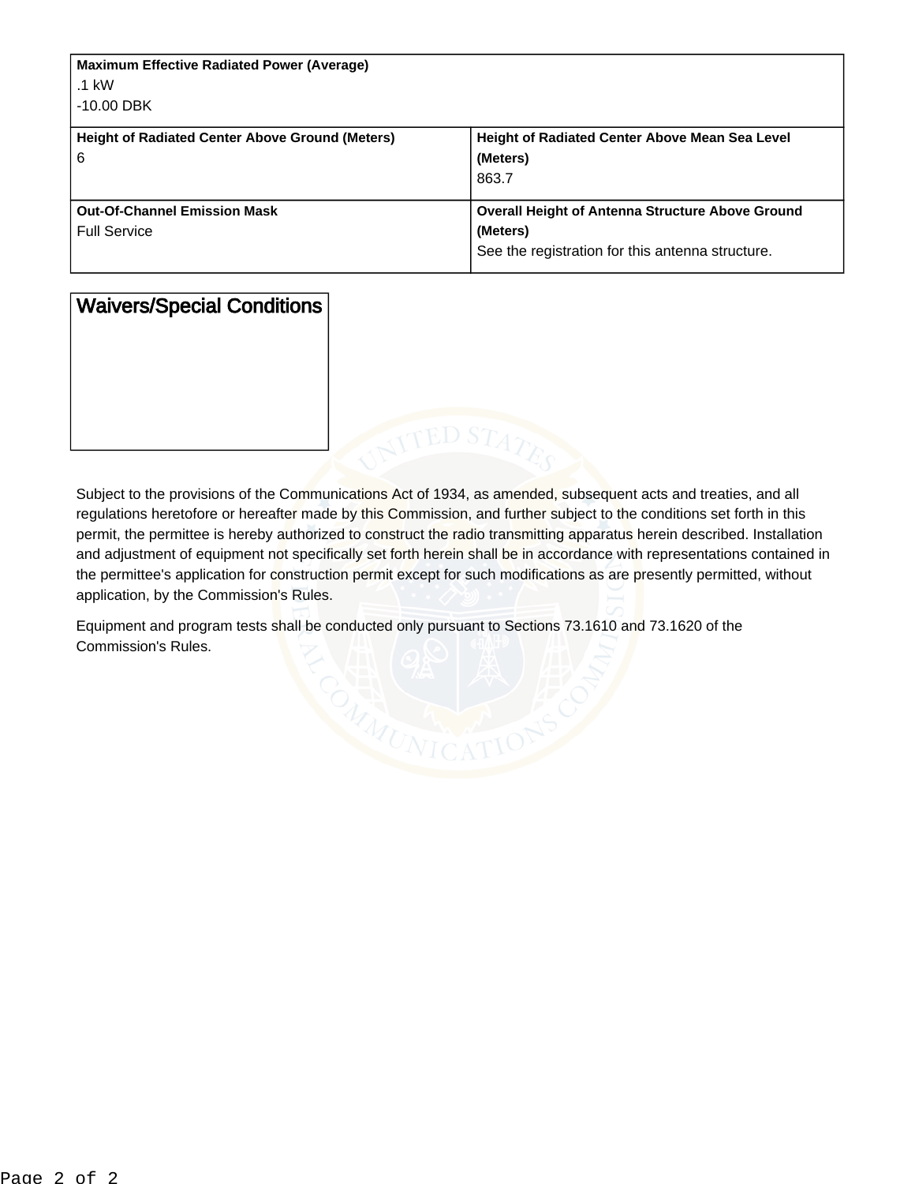| Maximum Effective Radiated Power (Average) | |
|---|---|
| .1 kW<br>-10.00 DBK | |
| **Height of Radiated Center Above Ground (Meters)**<br>6 | **Height of Radiated Center Above Mean Sea Level (Meters)**<br>863.7 |
| **Out-Of-Channel Emission Mask**<br>Full Service | **Overall Height of Antenna Structure Above Ground (Meters)**<br>See the registration for this antenna structure. |

## Waivers/Special Conditions

Subject to the provisions of the Communications Act of 1934, as amended, subsequent acts and treaties, and all regulations heretofore or hereafter made by this Commission, and further subject to the conditions set forth in this permit, the permittee is hereby authorized to construct the radio transmitting apparatus herein described. Installation and adjustment of equipment not specifically set forth herein shall be in accordance with representations contained in the permittee's application for construction permit except for such modifications as are presently permitted, without application, by the Commission's Rules.

Equipment and program tests shall be conducted only pursuant to Sections 73.1610 and 73.1620 of the Commission's Rules.